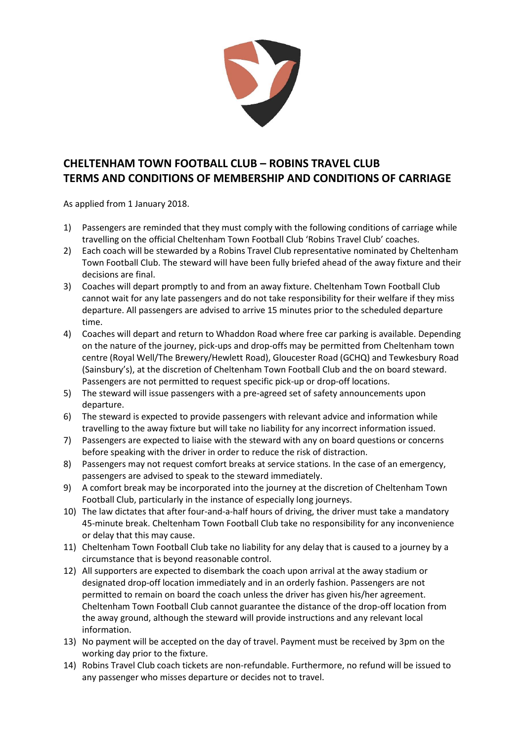# CHELTENHAM TOWN FOOTBALL CLUB – ROBINS TRAVEL CLUB
# TERMS AND CONDITIONS OF MEMBERSHIP AND CONDITIONS OF CARRIAGE

As applied from 1 January 2018.

1) Passengers are reminded that they must comply with the following conditions of carriage while travelling on the official Cheltenham Town Football Club 'Robins Travel Club' coaches.
2) Each coach will be stewarded by a Robins Travel Club representative nominated by Cheltenham Town Football Club. The steward will have been fully briefed ahead of the away fixture and their decisions are final.
3) Coaches will depart promptly to and from an away fixture. Cheltenham Town Football Club cannot wait for any late passengers and do not take responsibility for their welfare if they miss departure. All passengers are advised to arrive 15 minutes prior to the scheduled departure time.
4) Coaches will depart and return to Whaddon Road where free car parking is available. Depending on the nature of the journey, pick-ups and drop-offs may be permitted from Cheltenham town centre (Royal Well/The Brewery/Hewlett Road), Gloucester Road (GCHQ) and Tewkesbury Road (Sainsbury's), at the discretion of Cheltenham Town Football Club and the on board steward. Passengers are not permitted to request specific pick-up or drop-off locations.
5) The steward will issue passengers with a pre-agreed set of safety announcements upon departure.
6) The steward is expected to provide passengers with relevant advice and information while travelling to the away fixture but will take no liability for any incorrect information issued.
7) Passengers are expected to liaise with the steward with any on board questions or concerns before speaking with the driver in order to reduce the risk of distraction.
8) Passengers may not request comfort breaks at service stations. In the case of an emergency, passengers are advised to speak to the steward immediately.
9) A comfort break may be incorporated into the journey at the discretion of Cheltenham Town Football Club, particularly in the instance of especially long journeys.
10) The law dictates that after four-and-a-half hours of driving, the driver must take a mandatory 45-minute break. Cheltenham Town Football Club take no responsibility for any inconvenience or delay that this may cause.
11) Cheltenham Town Football Club take no liability for any delay that is caused to a journey by a circumstance that is beyond reasonable control.
12) All supporters are expected to disembark the coach upon arrival at the away stadium or designated drop-off location immediately and in an orderly fashion. Passengers are not permitted to remain on board the coach unless the driver has given his/her agreement. Cheltenham Town Football Club cannot guarantee the distance of the drop-off location from the away ground, although the steward will provide instructions and any relevant local information.
13) No payment will be accepted on the day of travel. Payment must be received by 3pm on the working day prior to the fixture.
14) Robins Travel Club coach tickets are non-refundable. Furthermore, no refund will be issued to any passenger who misses departure or decides not to travel.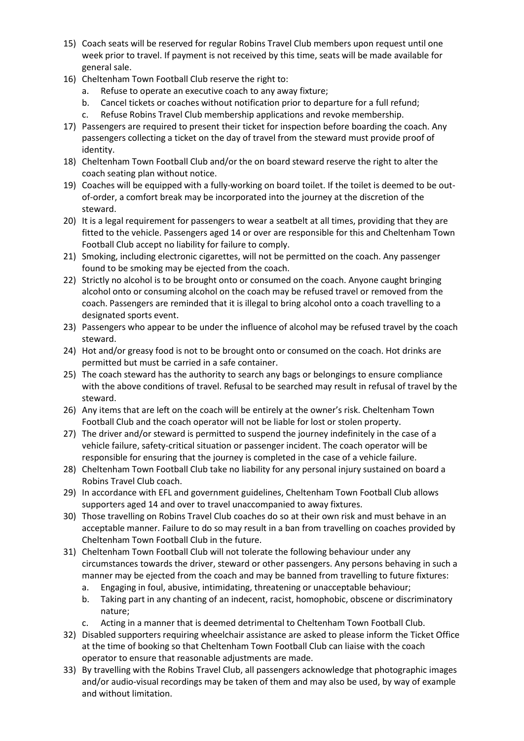15) Coach seats will be reserved for regular Robins Travel Club members upon request until one week prior to travel. If payment is not received by this time, seats will be made available for general sale.
16) Cheltenham Town Football Club reserve the right to:
    a. Refuse to operate an executive coach to any away fixture;
    b. Cancel tickets or coaches without notification prior to departure for a full refund;
    c. Refuse Robins Travel Club membership applications and revoke membership.
17) Passengers are required to present their ticket for inspection before boarding the coach. Any passengers collecting a ticket on the day of travel from the steward must provide proof of identity.
18) Cheltenham Town Football Club and/or the on board steward reserve the right to alter the coach seating plan without notice.
19) Coaches will be equipped with a fully-working on board toilet. If the toilet is deemed to be out-of-order, a comfort break may be incorporated into the journey at the discretion of the steward.
20) It is a legal requirement for passengers to wear a seatbelt at all times, providing that they are fitted to the vehicle. Passengers aged 14 or over are responsible for this and Cheltenham Town Football Club accept no liability for failure to comply.
21) Smoking, including electronic cigarettes, will not be permitted on the coach. Any passenger found to be smoking may be ejected from the coach.
22) Strictly no alcohol is to be brought onto or consumed on the coach. Anyone caught bringing alcohol onto or consuming alcohol on the coach may be refused travel or removed from the coach. Passengers are reminded that it is illegal to bring alcohol onto a coach travelling to a designated sports event.
23) Passengers who appear to be under the influence of alcohol may be refused travel by the coach steward.
24) Hot and/or greasy food is not to be brought onto or consumed on the coach. Hot drinks are permitted but must be carried in a safe container.
25) The coach steward has the authority to search any bags or belongings to ensure compliance with the above conditions of travel. Refusal to be searched may result in refusal of travel by the steward.
26) Any items that are left on the coach will be entirely at the owner's risk. Cheltenham Town Football Club and the coach operator will not be liable for lost or stolen property.
27) The driver and/or steward is permitted to suspend the journey indefinitely in the case of a vehicle failure, safety-critical situation or passenger incident. The coach operator will be responsible for ensuring that the journey is completed in the case of a vehicle failure.
28) Cheltenham Town Football Club take no liability for any personal injury sustained on board a Robins Travel Club coach.
29) In accordance with EFL and government guidelines, Cheltenham Town Football Club allows supporters aged 14 and over to travel unaccompanied to away fixtures.
30) Those travelling on Robins Travel Club coaches do so at their own risk and must behave in an acceptable manner. Failure to do so may result in a ban from travelling on coaches provided by Cheltenham Town Football Club in the future.
31) Cheltenham Town Football Club will not tolerate the following behaviour under any circumstances towards the driver, steward or other passengers. Any persons behaving in such a manner may be ejected from the coach and may be banned from travelling to future fixtures:
    a. Engaging in foul, abusive, intimidating, threatening or unacceptable behaviour;
    b. Taking part in any chanting of an indecent, racist, homophobic, obscene or discriminatory nature;
    c. Acting in a manner that is deemed detrimental to Cheltenham Town Football Club.
32) Disabled supporters requiring wheelchair assistance are asked to please inform the Ticket Office at the time of booking so that Cheltenham Town Football Club can liaise with the coach operator to ensure that reasonable adjustments are made.
33) By travelling with the Robins Travel Club, all passengers acknowledge that photographic images and/or audio-visual recordings may be taken of them and may also be used, by way of example and without limitation.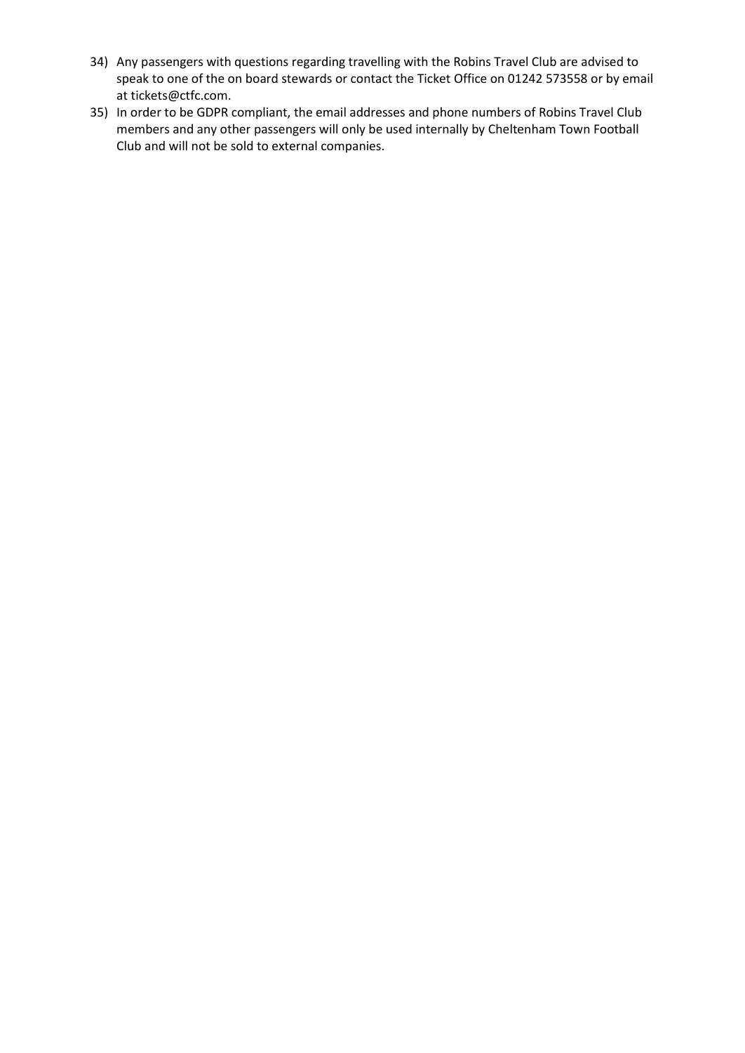34) Any passengers with questions regarding travelling with the Robins Travel Club are advised to speak to one of the on board stewards or contact the Ticket Office on 01242 573558 or by email at tickets@ctfc.com.
35) In order to be GDPR compliant, the email addresses and phone numbers of Robins Travel Club members and any other passengers will only be used internally by Cheltenham Town Football Club and will not be sold to external companies.